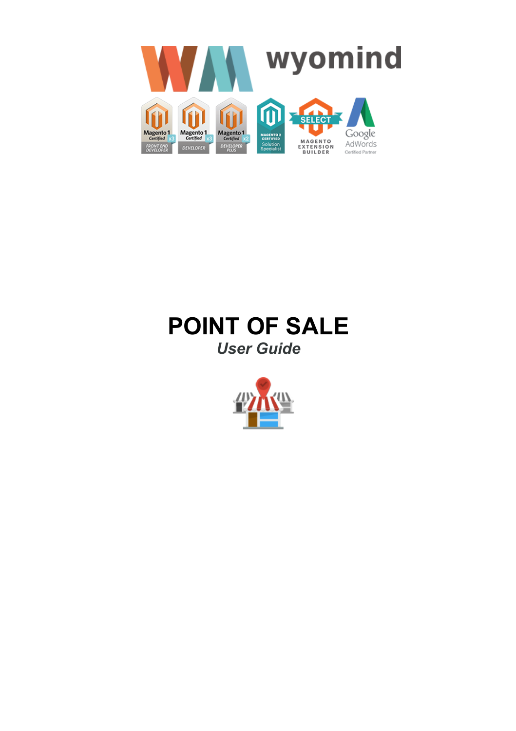# POINT OF SALE

*User Guide*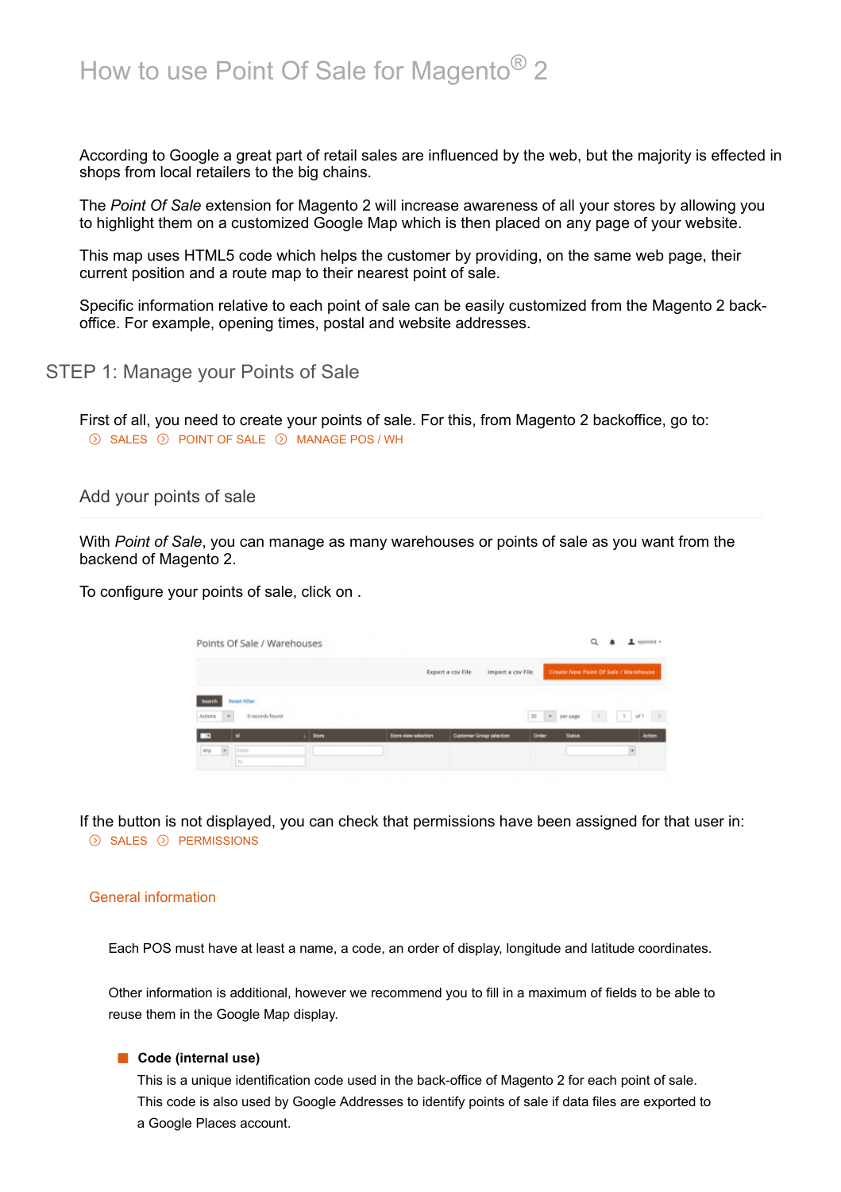# How to use Point Of Sale for Magento® 2

According to Google a great part of retail sales are influenced by the web, but the majority is effected in shops from local retailers to the big chains.

The *Point Of Sale* extension for Magento 2 will increase awareness of all your stores by allowing you to highlight them on a customized Google Map which is then placed on any page of your website.

This map uses HTML5 code which helps the customer by providing, on the same web page, their current position and a route map to their nearest point of sale.

Specific information relative to each point of sale can be easily customized from the Magento 2 back-office. For example, opening times, postal and website addresses.

## STEP 1: Manage your Points of Sale

First of all, you need to create your points of sale. For this, from Magento 2 backoffice, go to:
SALES › POINT OF SALE › MANAGE POS / WH

### Add your points of sale

With *Point of Sale*, you can manage as many warehouses or points of sale as you want from the backend of Magento 2.

To configure your points of sale, click on .

If the button is not displayed, you can check that permissions have been assigned for that user in:
SALES › PERMISSIONS

#### General information

Each POS must have at least a name, a code, an order of display, longitude and latitude coordinates.

Other information is additional, however we recommend you to fill in a maximum of fields to be able to reuse them in the Google Map display.

- **Code (internal use)**
  This is a unique identification code used in the back-office of Magento 2 for each point of sale. This code is also used by Google Addresses to identify points of sale if data files are exported to a Google Places account.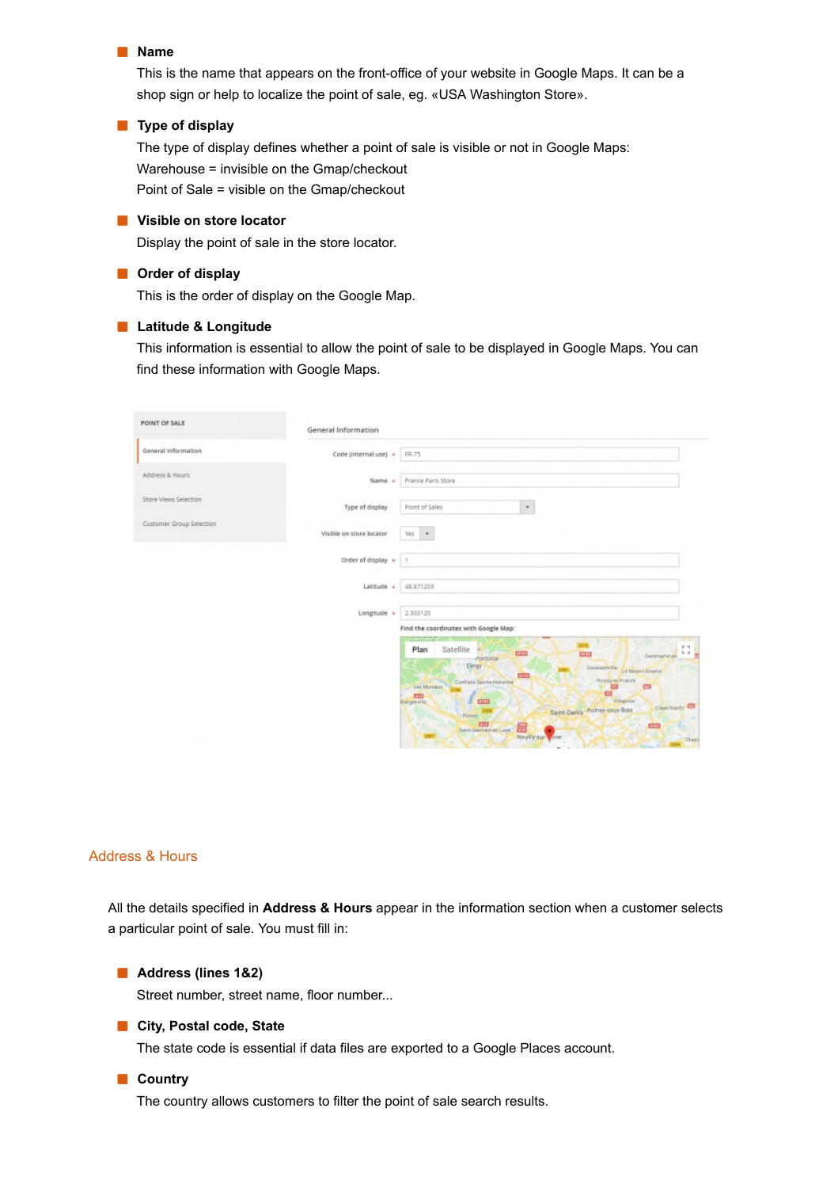- **Name**
  This is the name that appears on the front-office of your website in Google Maps. It can be a shop sign or help to localize the point of sale, eg. «USA Washington Store».

- **Type of display**
  The type of display defines whether a point of sale is visible or not in Google Maps:
  Warehouse = invisible on the Gmap/checkout
  Point of Sale = visible on the Gmap/checkout

- **Visible on store locator**
  Display the point of sale in the store locator.

- **Order of display**
  This is the order of display on the Google Map.

- **Latitude & Longitude**
  This information is essential to allow the point of sale to be displayed in Google Maps. You can find these information with Google Maps.

## Address & Hours

All the details specified in **Address & Hours** appear in the information section when a customer selects a particular point of sale. You must fill in:

- **Address (lines 1&2)**
  Street number, street name, floor number...

- **City, Postal code, State**
  The state code is essential if data files are exported to a Google Places account.

- **Country**
  The country allows customers to filter the point of sale search results.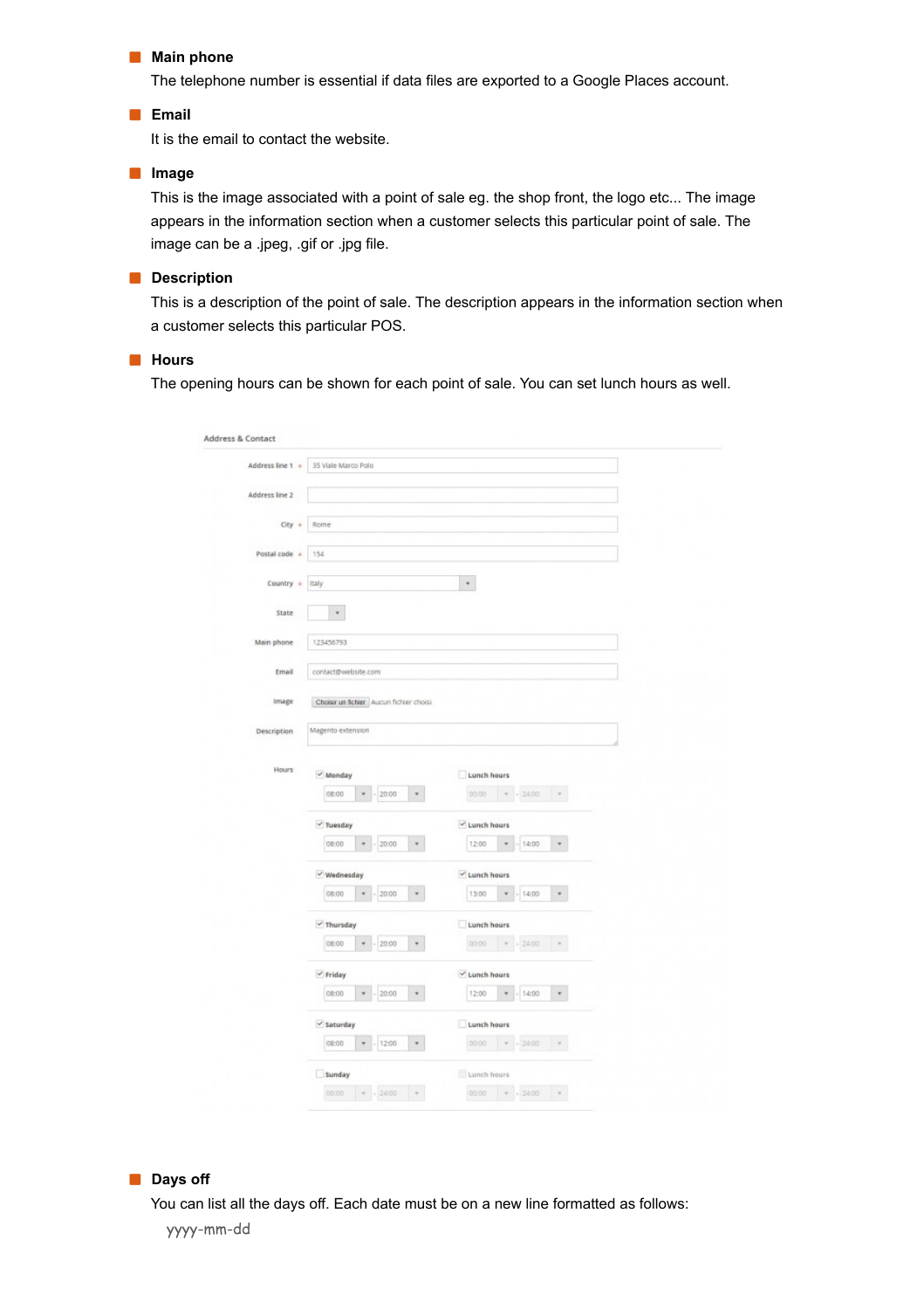- **Main phone**

  The telephone number is essential if data files are exported to a Google Places account.

- **Email**

  It is the email to contact the website.

- **Image**

  This is the image associated with a point of sale eg. the shop front, the logo etc... The image appears in the information section when a customer selects this particular point of sale. The image can be a .jpeg, .gif or .jpg file.

- **Description**

  This is a description of the point of sale. The description appears in the information section when a customer selects this particular POS.

- **Hours**

  The opening hours can be shown for each point of sale. You can set lunch hours as well.

- **Days off**

  You can list all the days off. Each date must be on a new line formatted as follows:

  ```
  yyyy-mm-dd
  ```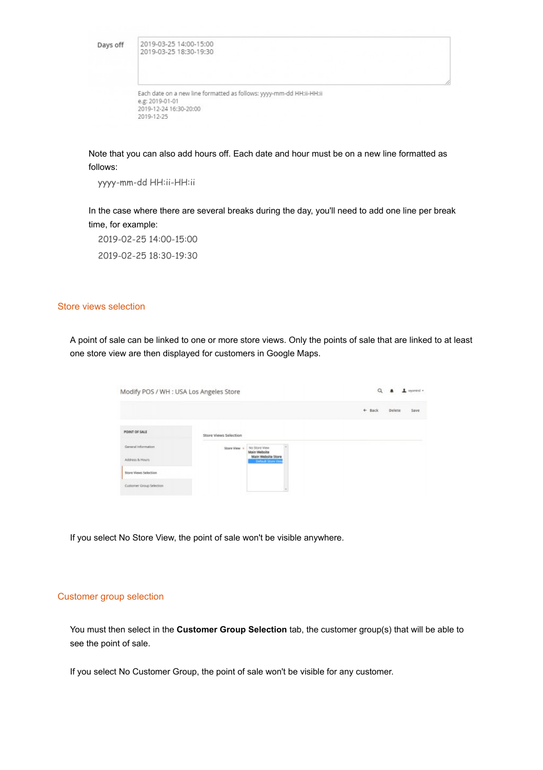Note that you can also add hours off. Each date and hour must be on a new line formatted as follows:

yyyy-mm-dd HH:ii-HH:ii

In the case where there are several breaks during the day, you'll need to add one line per break time, for example:

2019-02-25 14:00-15:00

2019-02-25 18:30-19:30

## Store views selection

A point of sale can be linked to one or more store views. Only the points of sale that are linked to at least one store view are then displayed for customers in Google Maps.

If you select No Store View, the point of sale won't be visible anywhere.

## Customer group selection

You must then select in the **Customer Group Selection** tab, the customer group(s) that will be able to see the point of sale.

If you select No Customer Group, the point of sale won't be visible for any customer.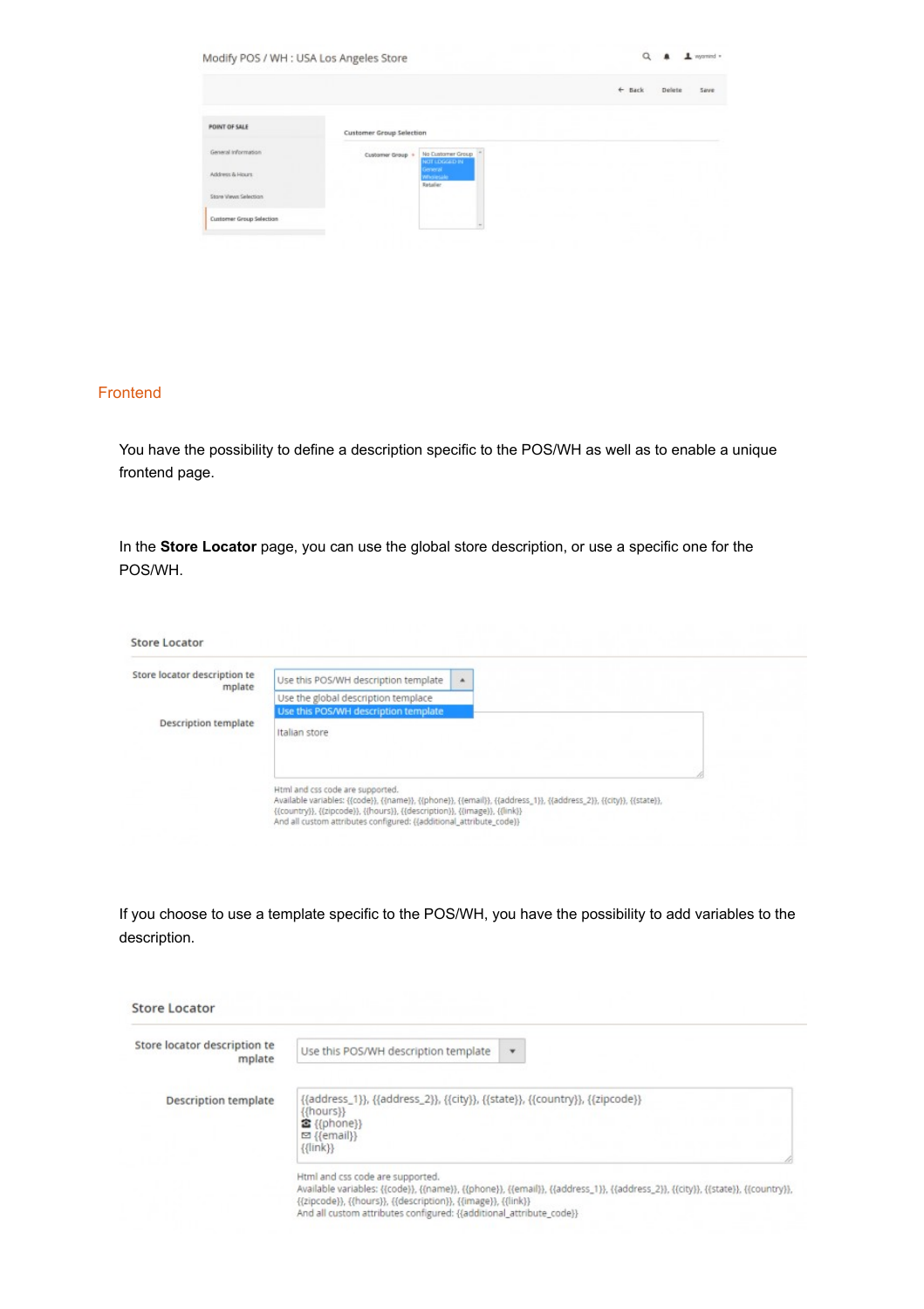## Frontend

You have the possibility to define a description specific to the POS/WH as well as to enable a unique frontend page.

In the **Store Locator** page, you can use the global store description, or use a specific one for the POS/WH.

If you choose to use a template specific to the POS/WH, you have the possibility to add variables to the description.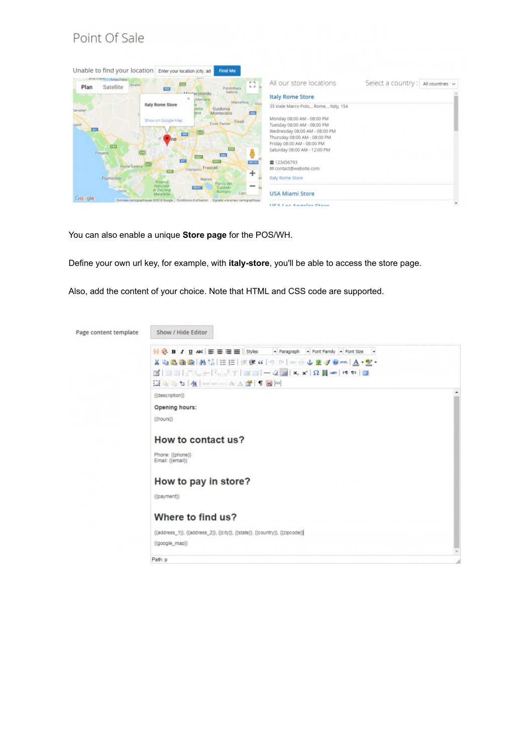You can also enable a unique **Store page** for the POS/WH.

Define your own url key, for example, with **italy-store**, you'll be able to access the store page.

Also, add the content of your choice. Note that HTML and CSS code are supported.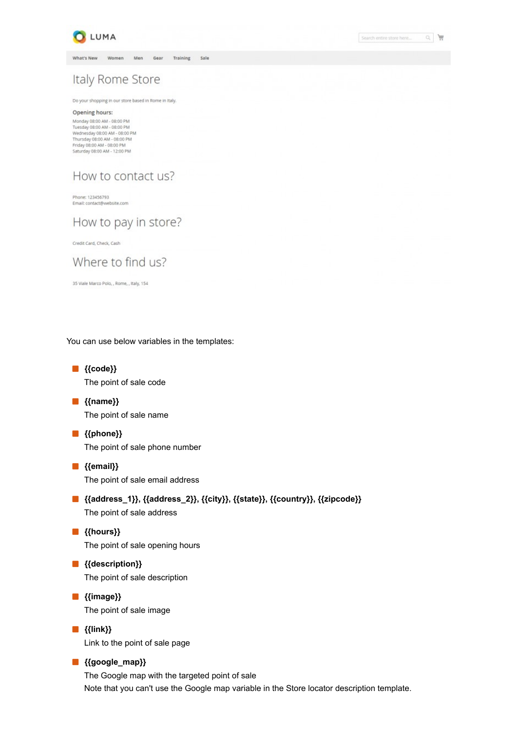LUMA

What's New | Women | Men | Gear | Training | Sale

# Italy Rome Store

Do your shopping in our store based in Rome in Italy.

**Opening hours:**

Monday 08:00 AM - 08:00 PM
Tuesday 08:00 AM - 08:00 PM
Wednesday 08:00 AM - 08:00 PM
Thursday 08:00 AM - 08:00 PM
Friday 08:00 AM - 08:00 PM
Saturday 08:00 AM - 12:00 PM

## How to contact us?

Phone: 123456793
Email: contact@website.com

## How to pay in store?

Credit Card, Check, Cash

## Where to find us?

35 Viale Marco Polo, , Rome, , Italy, 154

You can use below variables in the templates:

- **{{code}}**
  The point of sale code
- **{{name}}**
  The point of sale name
- **{{phone}}**
  The point of sale phone number
- **{{email}}**
  The point of sale email address
- **{{address_1}}, {{address_2}}, {{city}}, {{state}}, {{country}}, {{zipcode}}**
  The point of sale address
- **{{hours}}**
  The point of sale opening hours
- **{{description}}**
  The point of sale description
- **{{image}}**
  The point of sale image
- **{{link}}**
  Link to the point of sale page
- **{{google_map}}**
  The Google map with the targeted point of sale
  Note that you can't use the Google map variable in the Store locator description template.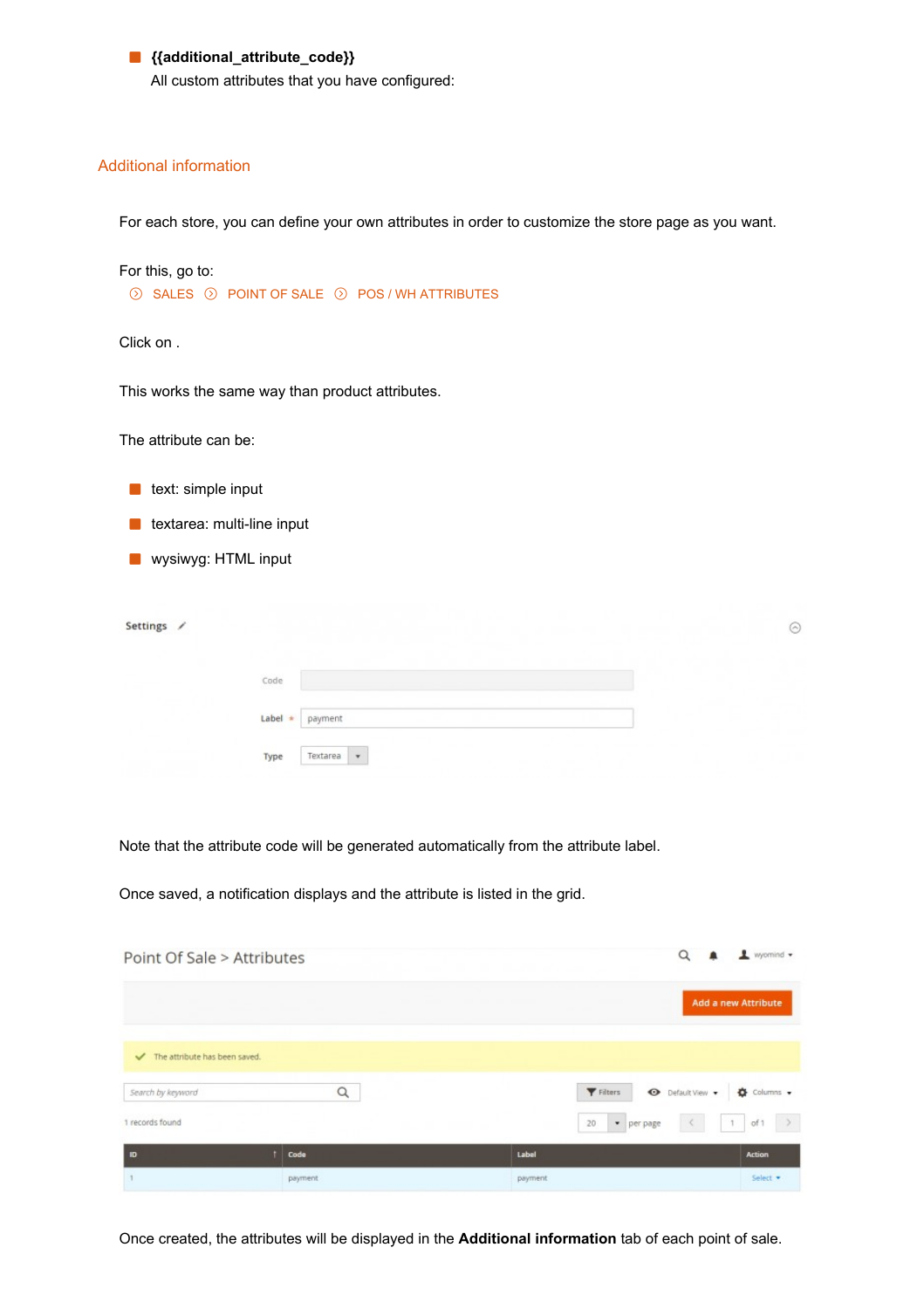- **{{additional_attribute_code}}**
  All custom attributes that you have configured:

## Additional information

For each store, you can define your own attributes in order to customize the store page as you want.

For this, go to:
SALES > POINT OF SALE > POS / WH ATTRIBUTES

Click on .

This works the same way than product attributes.

The attribute can be:

- text: simple input
- textarea: multi-line input
- wysiwyg: HTML input

Note that the attribute code will be generated automatically from the attribute label.

Once saved, a notification displays and the attribute is listed in the grid.

Once created, the attributes will be displayed in the **Additional information** tab of each point of sale.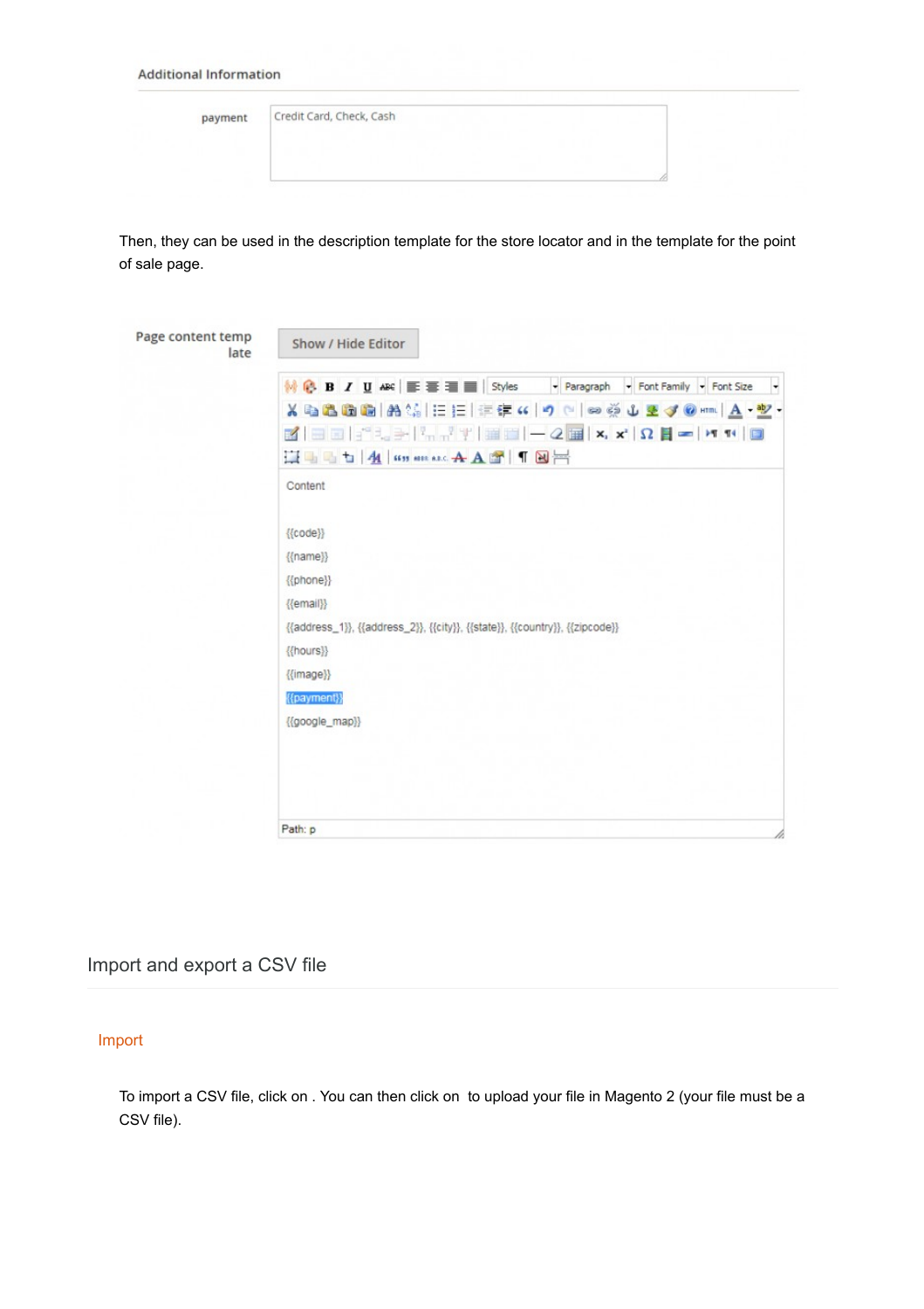Additional Information

payment: Credit Card, Check, Cash

Then, they can be used in the description template for the store locator and in the template for the point of sale page.

Page content template

Show / Hide Editor

Content

{{code}}

{{name}}

{{phone}}

{{email}}

{{address_1}}, {{address_2}}, {{city}}, {{state}}, {{country}}, {{zipcode}}

{{hours}}

{{image}}

{{payment}}

{{google_map}}

Path: p

## Import and export a CSV file

### Import

To import a CSV file, click on . You can then click on  to upload your file in Magento 2 (your file must be a CSV file).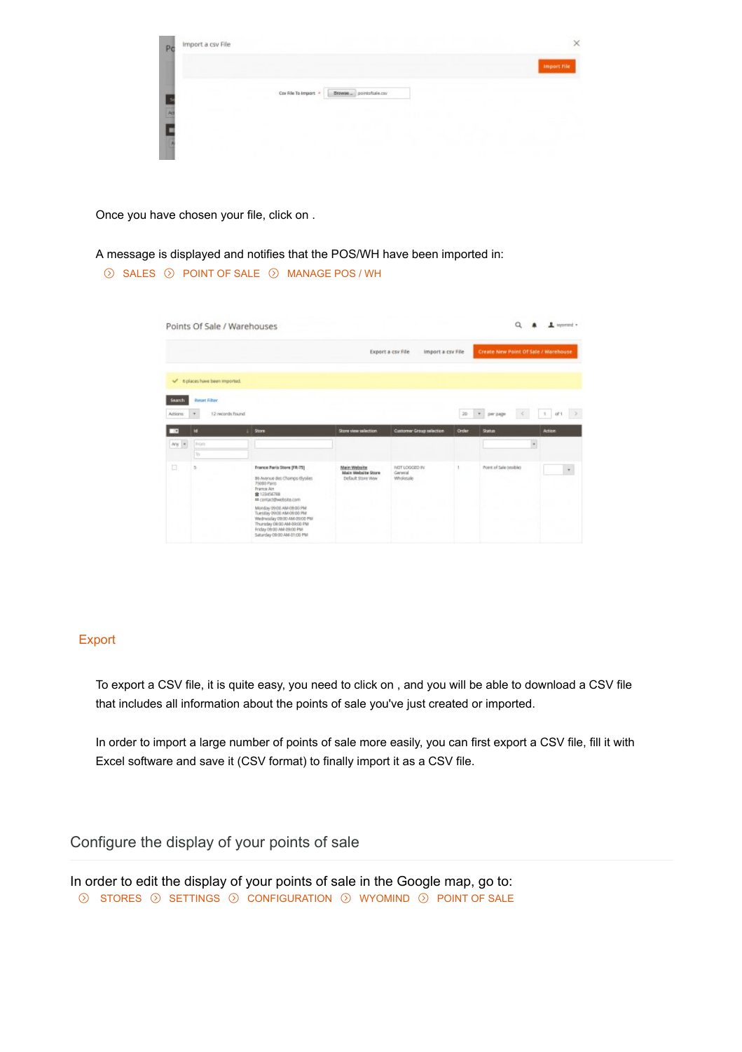Once you have chosen your file, click on .

A message is displayed and notifies that the POS/WH have been imported in:
SALES › POINT OF SALE › MANAGE POS / WH

### Export

To export a CSV file, it is quite easy, you need to click on , and you will be able to download a CSV file that includes all information about the points of sale you've just created or imported.

In order to import a large number of points of sale more easily, you can first export a CSV file, fill it with Excel software and save it (CSV format) to finally import it as a CSV file.

## Configure the display of your points of sale

In order to edit the display of your points of sale in the Google map, go to:
STORES › SETTINGS › CONFIGURATION › WYOMIND › POINT OF SALE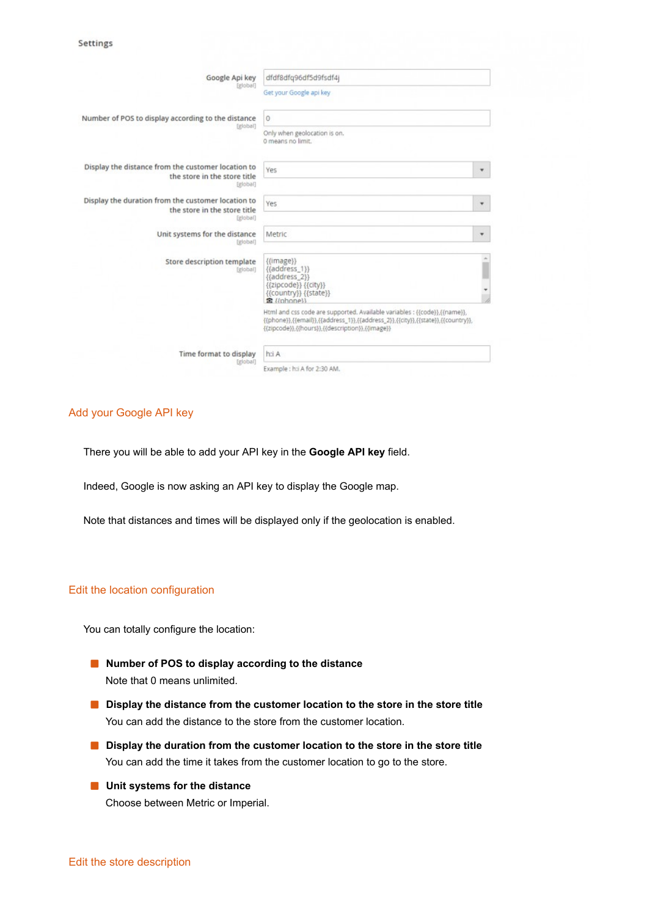Settings

Google Api key [global] — dfdf8dfq96df5d9fsdf4j
Get your Google api key

Number of POS to display according to the distance [global] — 0
Only when geolocation is on.
0 means no limit.

Display the distance from the customer location to the store in the store title [global] — Yes

Display the duration from the customer location to the store in the store title [global] — Yes

Unit systems for the distance [global] — Metric

Store description template [global]

```
{{image}}
{{address_1}}
{{address_2}}
{{zipcode}} {{city}}
{{country}} {{state}}
☎ {{phone}}
```

Html and css code are supported. Available variables : {{code}},{{name}},{{phone}},{{email}},{{address_1}},{{address_2}},{{city}},{{state}},{{country}},{{zipcode}},{{hours}},{{description}},{{image}}

Time format to display [global] — h:i A
Example : h:i A for 2:30 AM.

## Add your Google API key

There you will be able to add your API key in the **Google API key** field.

Indeed, Google is now asking an API key to display the Google map.

Note that distances and times will be displayed only if the geolocation is enabled.

## Edit the location configuration

You can totally configure the location:

- **Number of POS to display according to the distance**
  Note that 0 means unlimited.
- **Display the distance from the customer location to the store in the store title**
  You can add the distance to the store from the customer location.
- **Display the duration from the customer location to the store in the store title**
  You can add the time it takes from the customer location to go to the store.
- **Unit systems for the distance**
  Choose between Metric or Imperial.

## Edit the store description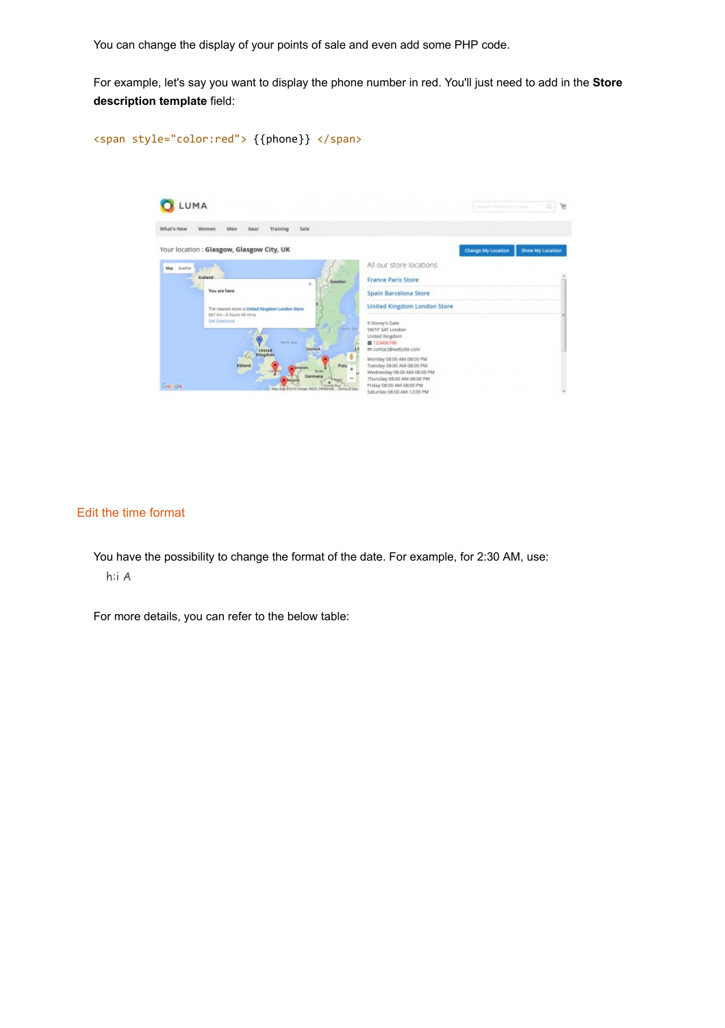You can change the display of your points of sale and even add some PHP code.

For example, let's say you want to display the phone number in red. You'll just need to add in the **Store description template** field:

```
<span style="color:red"> {{phone}} </span>
```

## Edit the time format

You have the possibility to change the format of the date. For example, for 2:30 AM, use:

```
h:i A
```

For more details, you can refer to the below table: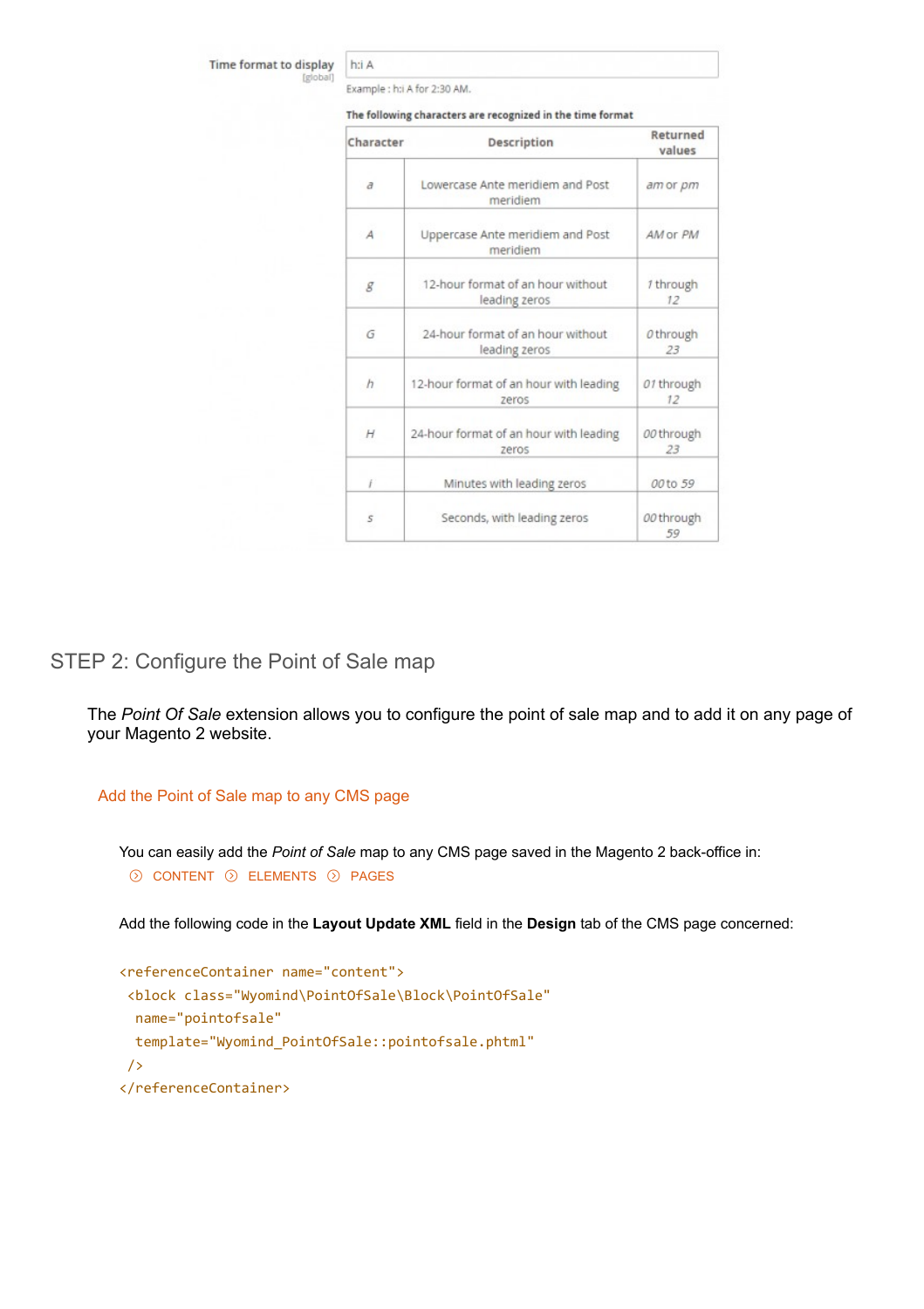Time format to display [global]

h:i A

Example : h:i A for 2:30 AM.

The following characters are recognized in the time format

| Character | Description | Returned values |
|---|---|---|
| *a* | Lowercase Ante meridiem and Post meridiem | *am* or *pm* |
| *A* | Uppercase Ante meridiem and Post meridiem | *AM* or *PM* |
| *g* | 12-hour format of an hour without leading zeros | *1* through *12* |
| *G* | 24-hour format of an hour without leading zeros | *0* through *23* |
| *h* | 12-hour format of an hour with leading zeros | *01* through *12* |
| *H* | 24-hour format of an hour with leading zeros | *00* through *23* |
| *i* | Minutes with leading zeros | *00* to *59* |
| *s* | Seconds, with leading zeros | *00* through *59* |

## STEP 2: Configure the Point of Sale map

The *Point Of Sale* extension allows you to configure the point of sale map and to add it on any page of your Magento 2 website.

### Add the Point of Sale map to any CMS page

You can easily add the *Point of Sale* map to any CMS page saved in the Magento 2 back-office in:

CONTENT ⟩ ELEMENTS ⟩ PAGES

Add the following code in the **Layout Update XML** field in the **Design** tab of the CMS page concerned:

```
<referenceContainer name="content">
 <block class="Wyomind\PointOfSale\Block\PointOfSale"
  name="pointofsale"
  template="Wyomind_PointOfSale::pointofsale.phtml"
 />
</referenceContainer>
```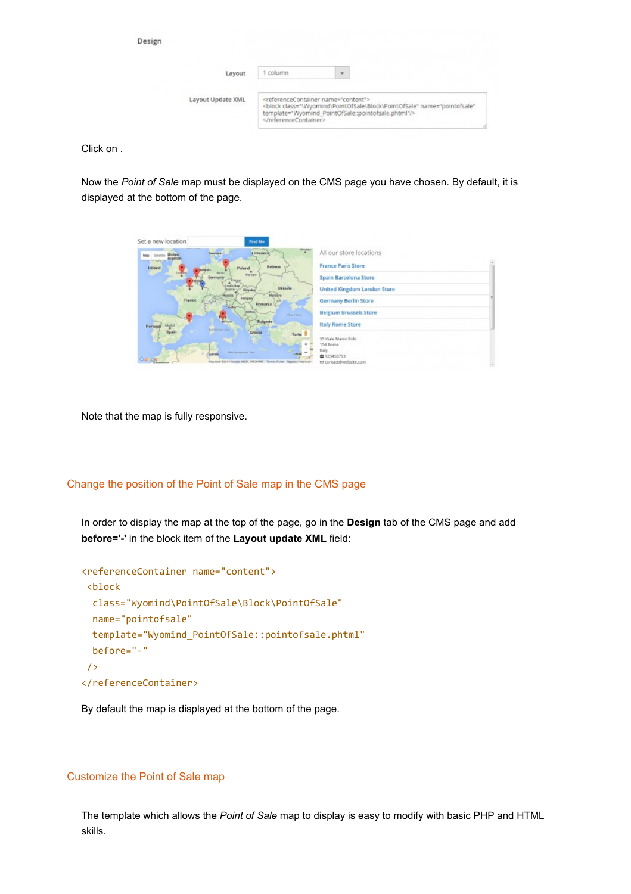Design

Layout: 1 column

Layout Update XML:

```
<referenceContainer name="content">
<block class="Wyomind\PointOfSale\Block\PointOfSale" name="pointofsale" template="Wyomind_PointOfSale::pointofsale.phtml"/>
</referenceContainer>
```

Click on .

Now the *Point of Sale* map must be displayed on the CMS page you have chosen. By default, it is displayed at the bottom of the page.

Note that the map is fully responsive.

## Change the position of the Point of Sale map in the CMS page

In order to display the map at the top of the page, go in the **Design** tab of the CMS page and add **before='-'** in the block item of the **Layout update XML** field:

```
<referenceContainer name="content">
 <block
  class="Wyomind\PointOfSale\Block\PointOfSale"
  name="pointofsale"
  template="Wyomind_PointOfSale::pointofsale.phtml"
  before="-"
 />
</referenceContainer>
```

By default the map is displayed at the bottom of the page.

## Customize the Point of Sale map

The template which allows the *Point of Sale* map to display is easy to modify with basic PHP and HTML skills.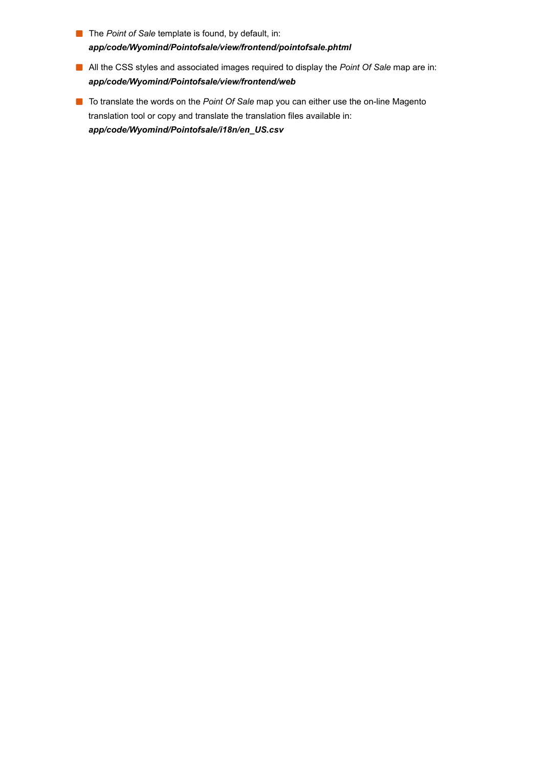- The *Point of Sale* template is found, by default, in:
  ***app/code/Wyomind/Pointofsale/view/frontend/pointofsale.phtml***
- All the CSS styles and associated images required to display the *Point Of Sale* map are in:
  ***app/code/Wyomind/Pointofsale/view/frontend/web***
- To translate the words on the *Point Of Sale* map you can either use the on-line Magento translation tool or copy and translate the translation files available in:
  ***app/code/Wyomind/Pointofsale/i18n/en_US.csv***